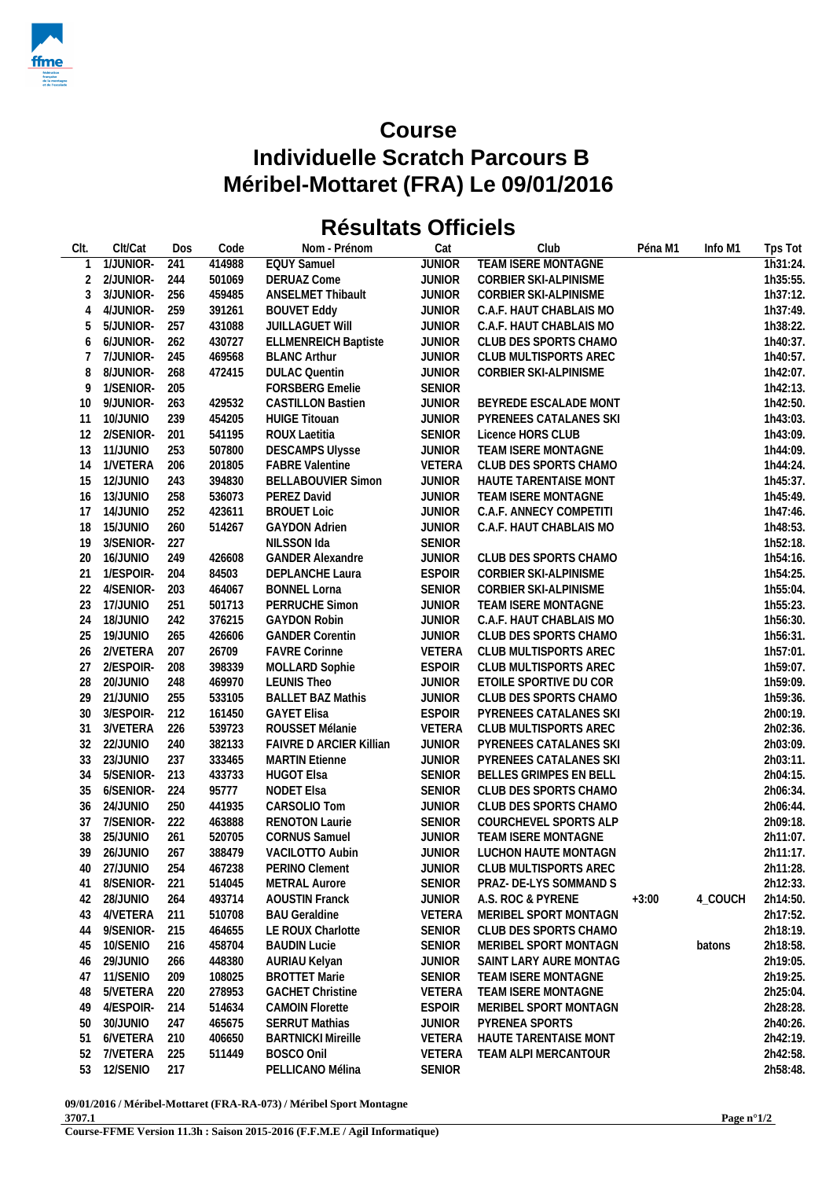# Course
# Individuelle Scratch Parcours B
# Méribel-Mottaret (FRA) Le 09/01/2016

## Résultats Officiels

| Clt. | Clt/Cat | Dos | Code | Nom - Prénom | Cat | Club | Péna M1 | Info M1 | Tps Tot |
|---|---|---|---|---|---|---|---|---|---|
| 1 | 1/JUNIOR- | 241 | 414988 | EQUY Samuel | JUNIOR | TEAM ISERE MONTAGNE | | | 1h31:24. |
| 2 | 2/JUNIOR- | 244 | 501069 | DERUAZ Come | JUNIOR | CORBIER SKI-ALPINISME | | | 1h35:55. |
| 3 | 3/JUNIOR- | 256 | 459485 | ANSELMET Thibault | JUNIOR | CORBIER SKI-ALPINISME | | | 1h37:12. |
| 4 | 4/JUNIOR- | 259 | 391261 | BOUVET Eddy | JUNIOR | C.A.F. HAUT CHABLAIS MO | | | 1h37:49. |
| 5 | 5/JUNIOR- | 257 | 431088 | JUILLAGUET Will | JUNIOR | C.A.F. HAUT CHABLAIS MO | | | 1h38:22. |
| 6 | 6/JUNIOR- | 262 | 430727 | ELLMENREICH Baptiste | JUNIOR | CLUB DES SPORTS CHAMO | | | 1h40:37. |
| 7 | 7/JUNIOR- | 245 | 469568 | BLANC Arthur | JUNIOR | CLUB MULTISPORTS AREC | | | 1h40:57. |
| 8 | 8/JUNIOR- | 268 | 472415 | DULAC Quentin | JUNIOR | CORBIER SKI-ALPINISME | | | 1h42:07. |
| 9 | 1/SENIOR- | 205 | | FORSBERG Emelie | SENIOR | | | | 1h42:13. |
| 10 | 9/JUNIOR- | 263 | 429532 | CASTILLON Bastien | JUNIOR | BEYREDE ESCALADE MONT | | | 1h42:50. |
| 11 | 10/JUNIO | 239 | 454205 | HUIGE Titouan | JUNIOR | PYRENEES CATALANES SKI | | | 1h43:03. |
| 12 | 2/SENIOR- | 201 | 541195 | ROUX Laetitia | SENIOR | Licence HORS CLUB | | | 1h43:09. |
| 13 | 11/JUNIO | 253 | 507800 | DESCAMPS Ulysse | JUNIOR | TEAM ISERE MONTAGNE | | | 1h44:09. |
| 14 | 1/VETERA | 206 | 201805 | FABRE Valentine | VETERA | CLUB DES SPORTS CHAMO | | | 1h44:24. |
| 15 | 12/JUNIO | 243 | 394830 | BELLABOUVIER Simon | JUNIOR | HAUTE TARENTAISE MONT | | | 1h45:37. |
| 16 | 13/JUNIO | 258 | 536073 | PEREZ David | JUNIOR | TEAM ISERE MONTAGNE | | | 1h45:49. |
| 17 | 14/JUNIO | 252 | 423611 | BROUET Loic | JUNIOR | C.A.F. ANNECY COMPETITI | | | 1h47:46. |
| 18 | 15/JUNIO | 260 | 514267 | GAYDON Adrien | JUNIOR | C.A.F. HAUT CHABLAIS MO | | | 1h48:53. |
| 19 | 3/SENIOR- | 227 | | NILSSON Ida | SENIOR | | | | 1h52:18. |
| 20 | 16/JUNIO | 249 | 426608 | GANDER Alexandre | JUNIOR | CLUB DES SPORTS CHAMO | | | 1h54:16. |
| 21 | 1/ESPOIR- | 204 | 84503 | DEPLANCHE Laura | ESPOIR | CORBIER SKI-ALPINISME | | | 1h54:25. |
| 22 | 4/SENIOR- | 203 | 464067 | BONNEL Lorna | SENIOR | CORBIER SKI-ALPINISME | | | 1h55:04. |
| 23 | 17/JUNIO | 251 | 501713 | PERRUCHE Simon | JUNIOR | TEAM ISERE MONTAGNE | | | 1h55:23. |
| 24 | 18/JUNIO | 242 | 376215 | GAYDON Robin | JUNIOR | C.A.F. HAUT CHABLAIS MO | | | 1h56:30. |
| 25 | 19/JUNIO | 265 | 426606 | GANDER Corentin | JUNIOR | CLUB DES SPORTS CHAMO | | | 1h56:31. |
| 26 | 2/VETERA | 207 | 26709 | FAVRE Corinne | VETERA | CLUB MULTISPORTS AREC | | | 1h57:01. |
| 27 | 2/ESPOIR- | 208 | 398339 | MOLLARD Sophie | ESPOIR | CLUB MULTISPORTS AREC | | | 1h59:07. |
| 28 | 20/JUNIO | 248 | 469970 | LEUNIS Theo | JUNIOR | ETOILE SPORTIVE DU COR | | | 1h59:09. |
| 29 | 21/JUNIO | 255 | 533105 | BALLET BAZ Mathis | JUNIOR | CLUB DES SPORTS CHAMO | | | 1h59:36. |
| 30 | 3/ESPOIR- | 212 | 161450 | GAYET Elisa | ESPOIR | PYRENEES CATALANES SKI | | | 2h00:19. |
| 31 | 3/VETERA | 226 | 539723 | ROUSSET Mélanie | VETERA | CLUB MULTISPORTS AREC | | | 2h02:36. |
| 32 | 22/JUNIO | 240 | 382133 | FAIVRE D ARCIER Killian | JUNIOR | PYRENEES CATALANES SKI | | | 2h03:09. |
| 33 | 23/JUNIO | 237 | 333465 | MARTIN Etienne | JUNIOR | PYRENEES CATALANES SKI | | | 2h03:11. |
| 34 | 5/SENIOR- | 213 | 433733 | HUGOT Elsa | SENIOR | BELLES GRIMPES EN BELL | | | 2h04:15. |
| 35 | 6/SENIOR- | 224 | 95777 | NODET Elsa | SENIOR | CLUB DES SPORTS CHAMO | | | 2h06:34. |
| 36 | 24/JUNIO | 250 | 441935 | CARSOLIO Tom | JUNIOR | CLUB DES SPORTS CHAMO | | | 2h06:44. |
| 37 | 7/SENIOR- | 222 | 463888 | RENOTON Laurie | SENIOR | COURCHEVEL SPORTS ALP | | | 2h09:18. |
| 38 | 25/JUNIO | 261 | 520705 | CORNUS Samuel | JUNIOR | TEAM ISERE MONTAGNE | | | 2h11:07. |
| 39 | 26/JUNIO | 267 | 388479 | VACILOTTO Aubin | JUNIOR | LUCHON HAUTE MONTAGN | | | 2h11:17. |
| 40 | 27/JUNIO | 254 | 467238 | PERINO Clement | JUNIOR | CLUB MULTISPORTS AREC | | | 2h11:28. |
| 41 | 8/SENIOR- | 221 | 514045 | METRAL Aurore | SENIOR | PRAZ- DE-LYS SOMMAND S | | | 2h12:33. |
| 42 | 28/JUNIO | 264 | 493714 | AOUSTIN Franck | JUNIOR | A.S. ROC & PYRENE | +3:00 | 4_COUCH | 2h14:50. |
| 43 | 4/VETERA | 211 | 510708 | BAU Geraldine | VETERA | MERIBEL SPORT MONTAGN | | | 2h17:52. |
| 44 | 9/SENIOR- | 215 | 464655 | LE ROUX Charlotte | SENIOR | CLUB DES SPORTS CHAMO | | | 2h18:19. |
| 45 | 10/SENIO | 216 | 458704 | BAUDIN Lucie | SENIOR | MERIBEL SPORT MONTAGN | | batons | 2h18:58. |
| 46 | 29/JUNIO | 266 | 448380 | AURIAU Kelyan | JUNIOR | SAINT LARY AURE MONTAG | | | 2h19:05. |
| 47 | 11/SENIO | 209 | 108025 | BROTTET Marie | SENIOR | TEAM ISERE MONTAGNE | | | 2h19:25. |
| 48 | 5/VETERA | 220 | 278953 | GACHET Christine | VETERA | TEAM ISERE MONTAGNE | | | 2h25:04. |
| 49 | 4/ESPOIR- | 214 | 514634 | CAMOIN Florette | ESPOIR | MERIBEL SPORT MONTAGN | | | 2h28:28. |
| 50 | 30/JUNIO | 247 | 465675 | SERRUT Mathias | JUNIOR | PYRENEA SPORTS | | | 2h40:26. |
| 51 | 6/VETERA | 210 | 406650 | BARTNICKI Mireille | VETERA | HAUTE TARENTAISE MONT | | | 2h42:19. |
| 52 | 7/VETERA | 225 | 511449 | BOSCO Onil | VETERA | TEAM ALPI MERCANTOUR | | | 2h42:58. |
| 53 | 12/SENIO | 217 | | PELLICANO Mélina | SENIOR | | | | 2h58:48. |

**09/01/2016 / Méribel-Mottaret (FRA-RA-073) / Méribel Sport Montagne**

**3707.1**

**Course-FFME Version 11.3h : Saison 2015-2016 (F.F.M.E / Agil Informatique)**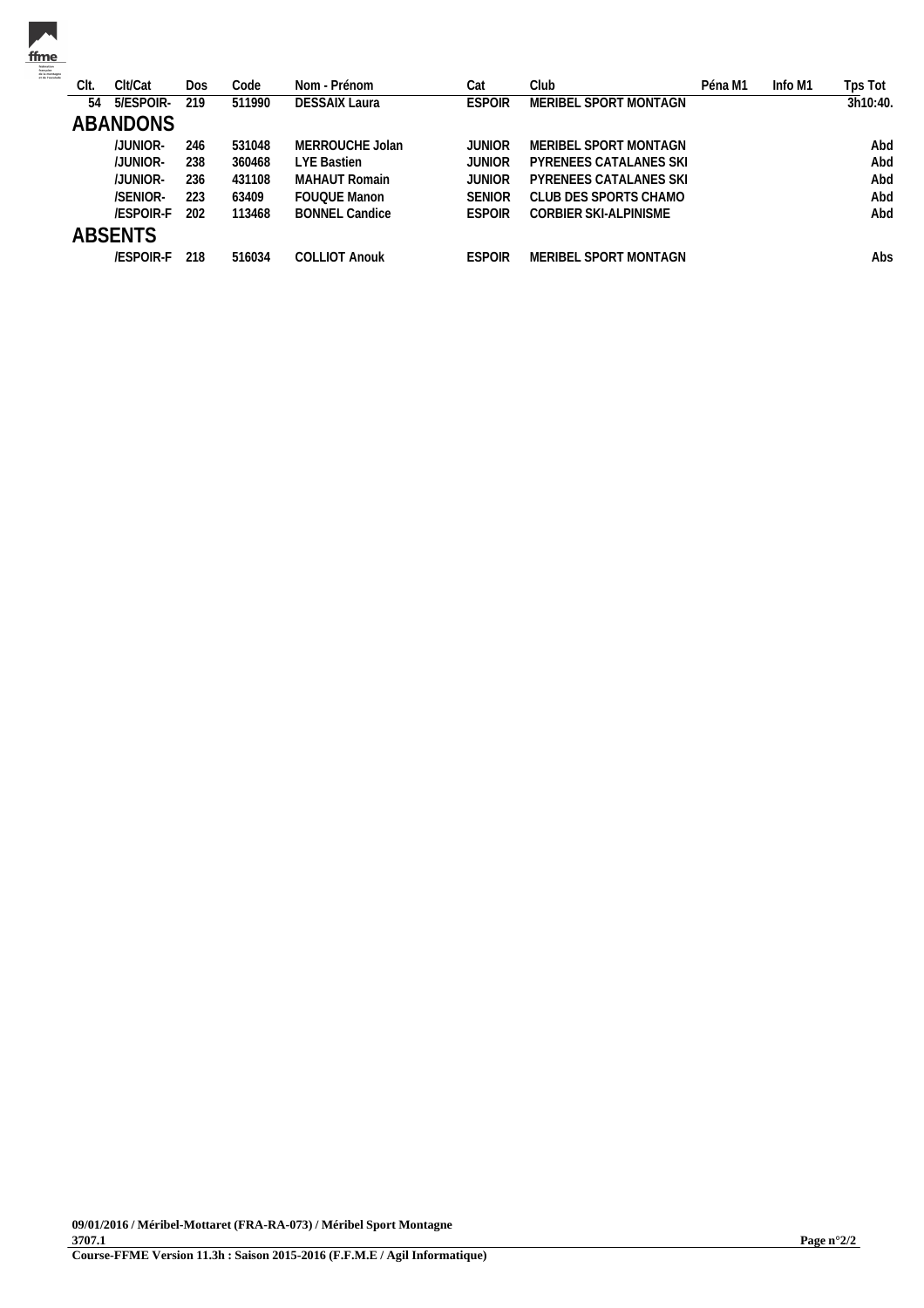| Clt. | Clt/Cat | Dos | Code | Nom - Prénom | Cat | Club | Péna M1 | Info M1 | Tps Tot |
|---|---|---|---|---|---|---|---|---|---|
| 54 | 5/ESPOIR- | 219 | 511990 | DESSAIX Laura | ESPOIR | MERIBEL SPORT MONTAGN | | | 3h10:40. |

## ABANDONS

| Clt. | Clt/Cat | Dos | Code | Nom - Prénom | Cat | Club | Péna M1 | Info M1 | Tps Tot |
|---|---|---|---|---|---|---|---|---|---|
| | /JUNIOR- | 246 | 531048 | MERROUCHE Jolan | JUNIOR | MERIBEL SPORT MONTAGN | | | Abd |
| | /JUNIOR- | 238 | 360468 | LYE Bastien | JUNIOR | PYRENEES CATALANES SKI | | | Abd |
| | /JUNIOR- | 236 | 431108 | MAHAUT Romain | JUNIOR | PYRENEES CATALANES SKI | | | Abd |
| | /SENIOR- | 223 | 63409 | FOUQUE Manon | SENIOR | CLUB DES SPORTS CHAMO | | | Abd |
| | /ESPOIR-F | 202 | 113468 | BONNEL Candice | ESPOIR | CORBIER SKI-ALPINISME | | | Abd |

## ABSENTS

| Clt. | Clt/Cat | Dos | Code | Nom - Prénom | Cat | Club | Péna M1 | Info M1 | Tps Tot |
|---|---|---|---|---|---|---|---|---|---|
| | /ESPOIR-F | 218 | 516034 | COLLIOT Anouk | ESPOIR | MERIBEL SPORT MONTAGN | | | Abs |

**09/01/2016 / Méribel-Mottaret (FRA-RA-073) / Méribel Sport Montagne**
**3707.1**
**Course-FFME Version 11.3h : Saison 2015-2016 (F.F.M.E / Agil Informatique)**